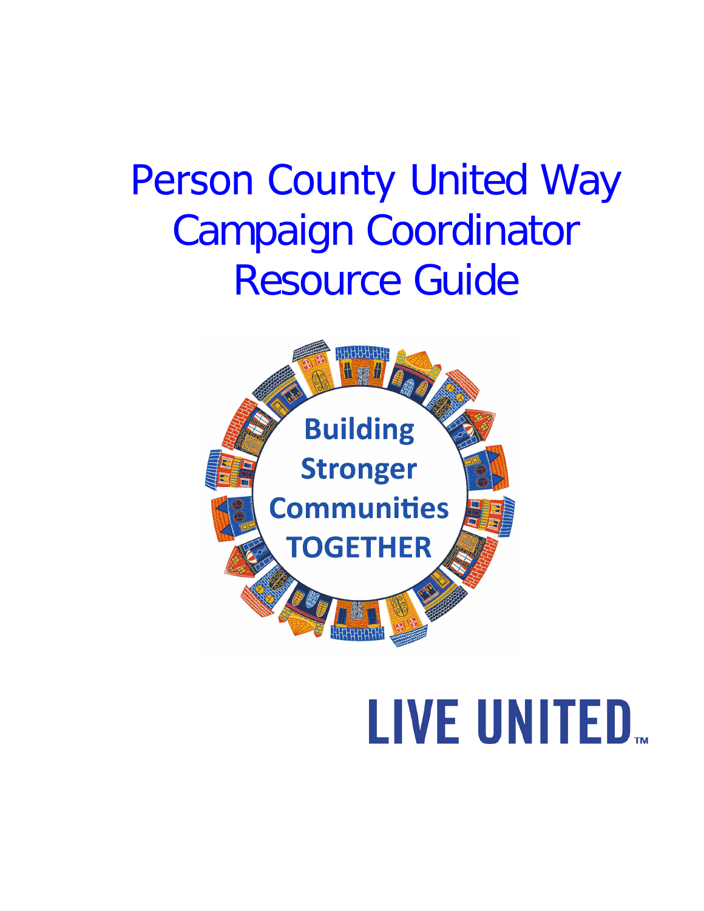# Person County United Way Campaign Coordinator Resource Guide

Building Stronger Communities TOGETHER

LIVE UNITED™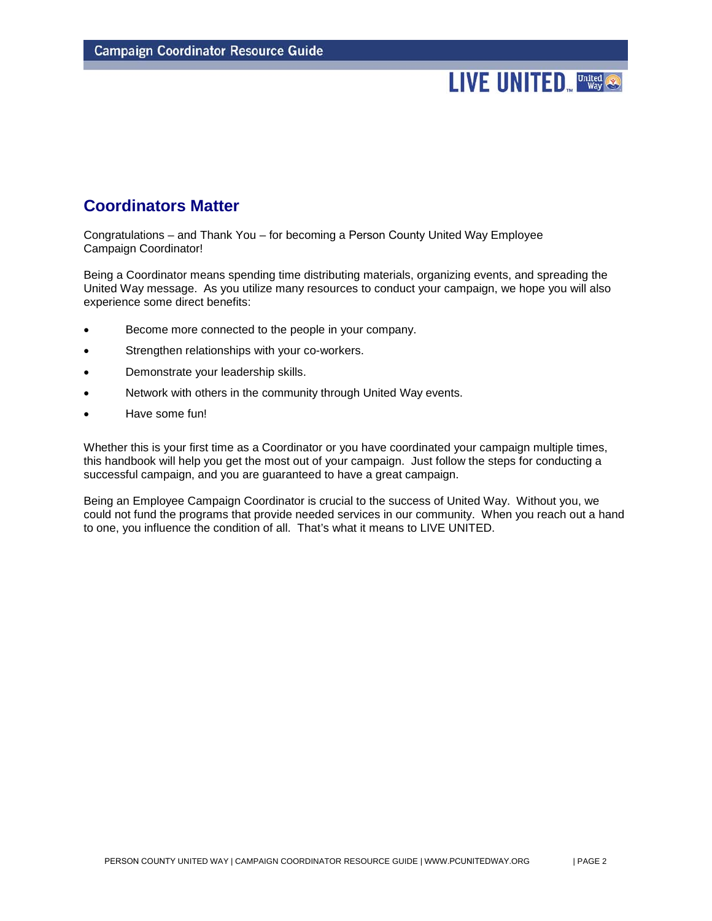## Coordinators Matter

Congratulations – and Thank You – for becoming a Person County United Way Employee Campaign Coordinator!

Being a Coordinator means spending time distributing materials, organizing events, and spreading the United Way message. As you utilize many resources to conduct your campaign, we hope you will also experience some direct benefits:

- Become more connected to the people in your company.
- Strengthen relationships with your co-workers.
- Demonstrate your leadership skills.
- Network with others in the community through United Way events.
- Have some fun!

Whether this is your first time as a Coordinator or you have coordinated your campaign multiple times, this handbook will help you get the most out of your campaign. Just follow the steps for conducting a successful campaign, and you are guaranteed to have a great campaign.

Being an Employee Campaign Coordinator is crucial to the success of United Way. Without you, we could not fund the programs that provide needed services in our community. When you reach out a hand to one, you influence the condition of all. That's what it means to LIVE UNITED.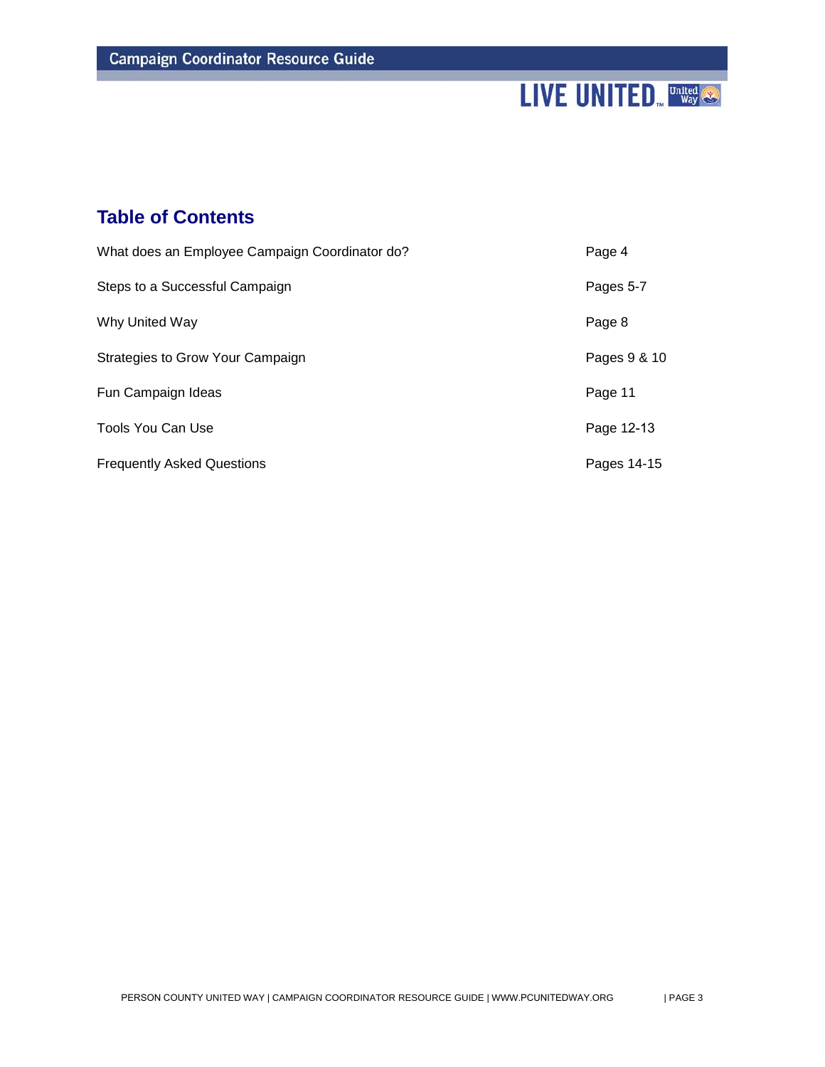## Table of Contents

| | |
|---|---|
| What does an Employee Campaign Coordinator do? | Page 4 |
| Steps to a Successful Campaign | Pages 5-7 |
| Why United Way | Page 8 |
| Strategies to Grow Your Campaign | Pages 9 & 10 |
| Fun Campaign Ideas | Page 11 |
| Tools You Can Use | Page 12-13 |
| Frequently Asked Questions | Pages 14-15 |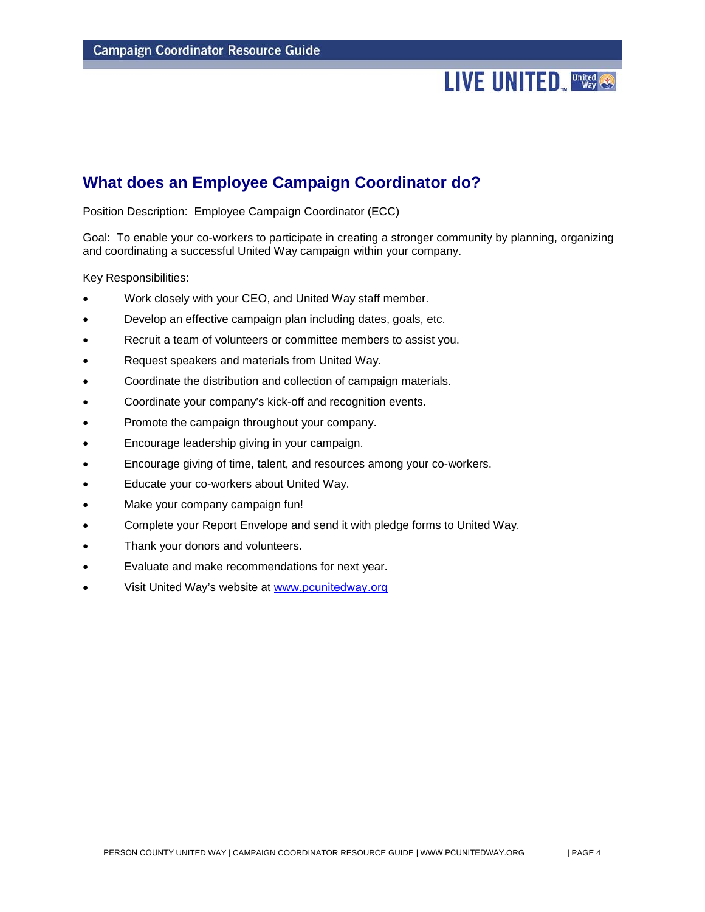## What does an Employee Campaign Coordinator do?

Position Description: Employee Campaign Coordinator (ECC)

Goal: To enable your co-workers to participate in creating a stronger community by planning, organizing and coordinating a successful United Way campaign within your company.

Key Responsibilities:

- Work closely with your CEO, and United Way staff member.
- Develop an effective campaign plan including dates, goals, etc.
- Recruit a team of volunteers or committee members to assist you.
- Request speakers and materials from United Way.
- Coordinate the distribution and collection of campaign materials.
- Coordinate your company's kick-off and recognition events.
- Promote the campaign throughout your company.
- Encourage leadership giving in your campaign.
- Encourage giving of time, talent, and resources among your co-workers.
- Educate your co-workers about United Way.
- Make your company campaign fun!
- Complete your Report Envelope and send it with pledge forms to United Way.
- Thank your donors and volunteers.
- Evaluate and make recommendations for next year.
- Visit United Way's website at www.pcunitedway.org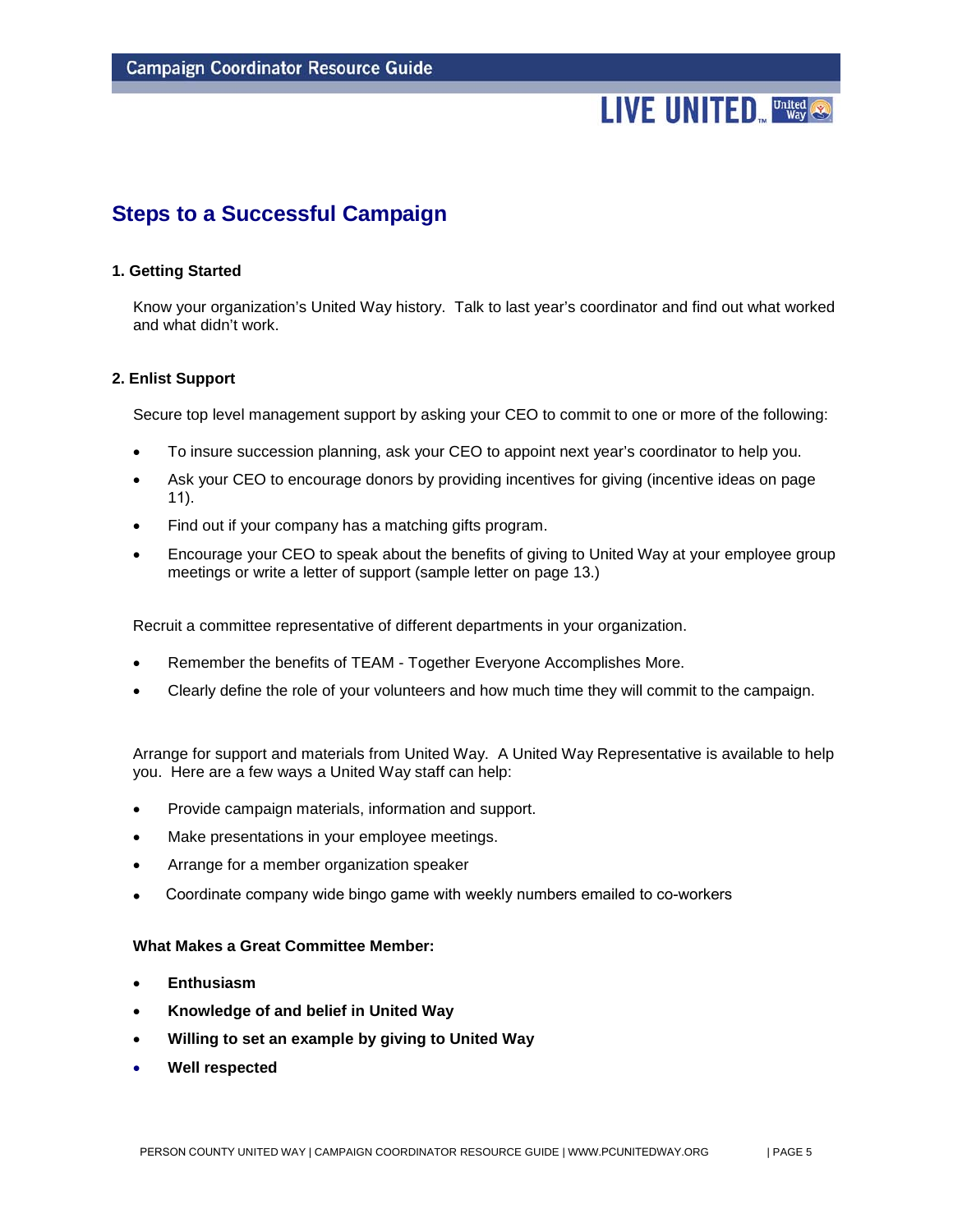## Steps to a Successful Campaign

**1. Getting Started**

Know your organization's United Way history. Talk to last year's coordinator and find out what worked and what didn't work.

**2. Enlist Support**

Secure top level management support by asking your CEO to commit to one or more of the following:

- To insure succession planning, ask your CEO to appoint next year's coordinator to help you.
- Ask your CEO to encourage donors by providing incentives for giving (incentive ideas on page 11).
- Find out if your company has a matching gifts program.
- Encourage your CEO to speak about the benefits of giving to United Way at your employee group meetings or write a letter of support (sample letter on page 13.)

Recruit a committee representative of different departments in your organization.

- Remember the benefits of TEAM - Together Everyone Accomplishes More.
- Clearly define the role of your volunteers and how much time they will commit to the campaign.

Arrange for support and materials from United Way. A United Way Representative is available to help you. Here are a few ways a United Way staff can help:

- Provide campaign materials, information and support.
- Make presentations in your employee meetings.
- Arrange for a member organization speaker
- Coordinate company wide bingo game with weekly numbers emailed to co-workers

**What Makes a Great Committee Member:**

- **Enthusiasm**
- **Knowledge of and belief in United Way**
- **Willing to set an example by giving to United Way**
- **Well respected**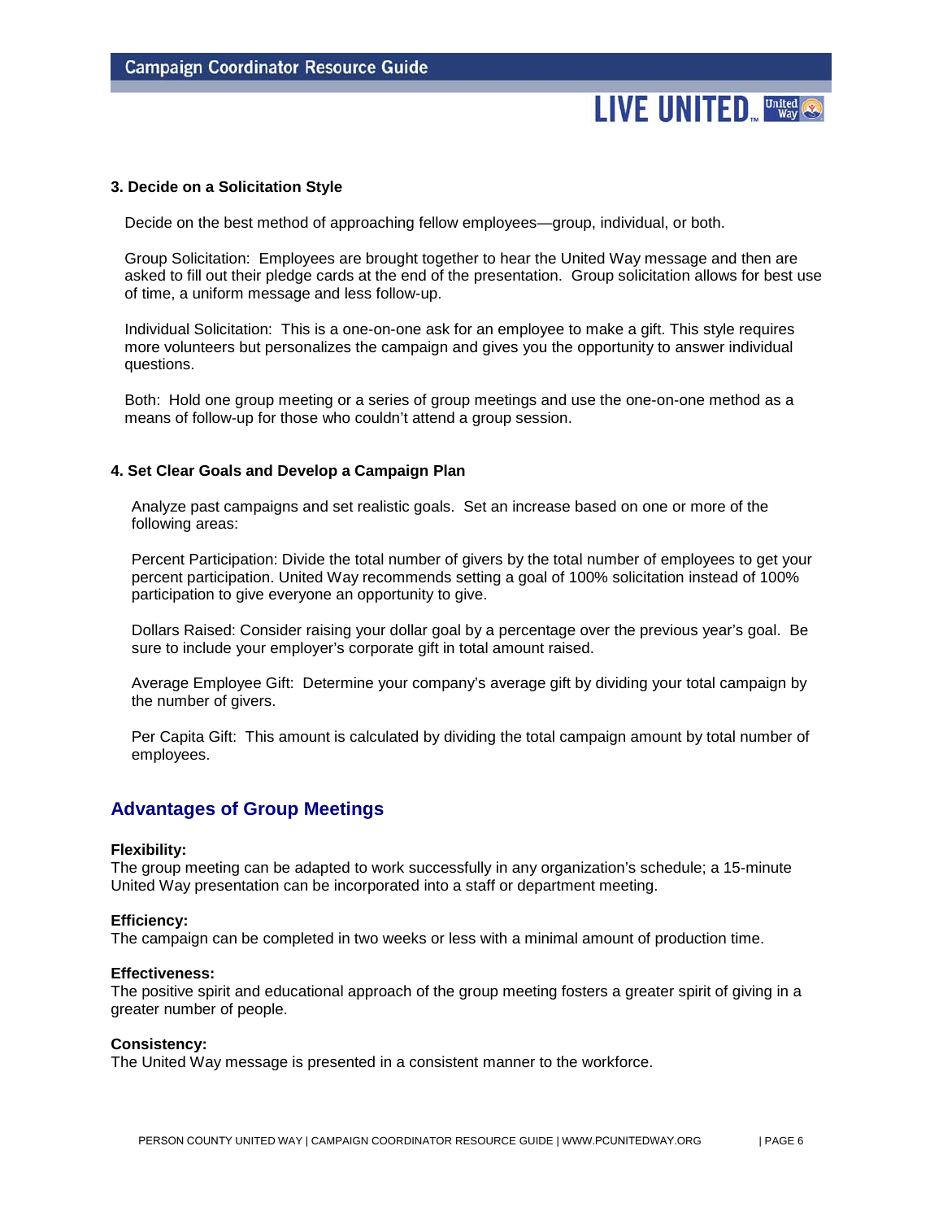**3. Decide on a Solicitation Style**

Decide on the best method of approaching fellow employees—group, individual, or both.

Group Solicitation: Employees are brought together to hear the United Way message and then are asked to fill out their pledge cards at the end of the presentation. Group solicitation allows for best use of time, a uniform message and less follow-up.

Individual Solicitation: This is a one-on-one ask for an employee to make a gift. This style requires more volunteers but personalizes the campaign and gives you the opportunity to answer individual questions.

Both: Hold one group meeting or a series of group meetings and use the one-on-one method as a means of follow-up for those who couldn't attend a group session.

**4. Set Clear Goals and Develop a Campaign Plan**

Analyze past campaigns and set realistic goals. Set an increase based on one or more of the following areas:

Percent Participation: Divide the total number of givers by the total number of employees to get your percent participation. United Way recommends setting a goal of 100% solicitation instead of 100% participation to give everyone an opportunity to give.

Dollars Raised: Consider raising your dollar goal by a percentage over the previous year's goal. Be sure to include your employer's corporate gift in total amount raised.

Average Employee Gift: Determine your company's average gift by dividing your total campaign by the number of givers.

Per Capita Gift: This amount is calculated by dividing the total campaign amount by total number of employees.

## Advantages of Group Meetings

**Flexibility:**
The group meeting can be adapted to work successfully in any organization's schedule; a 15-minute United Way presentation can be incorporated into a staff or department meeting.

**Efficiency:**
The campaign can be completed in two weeks or less with a minimal amount of production time.

**Effectiveness:**
The positive spirit and educational approach of the group meeting fosters a greater spirit of giving in a greater number of people.

**Consistency:**
The United Way message is presented in a consistent manner to the workforce.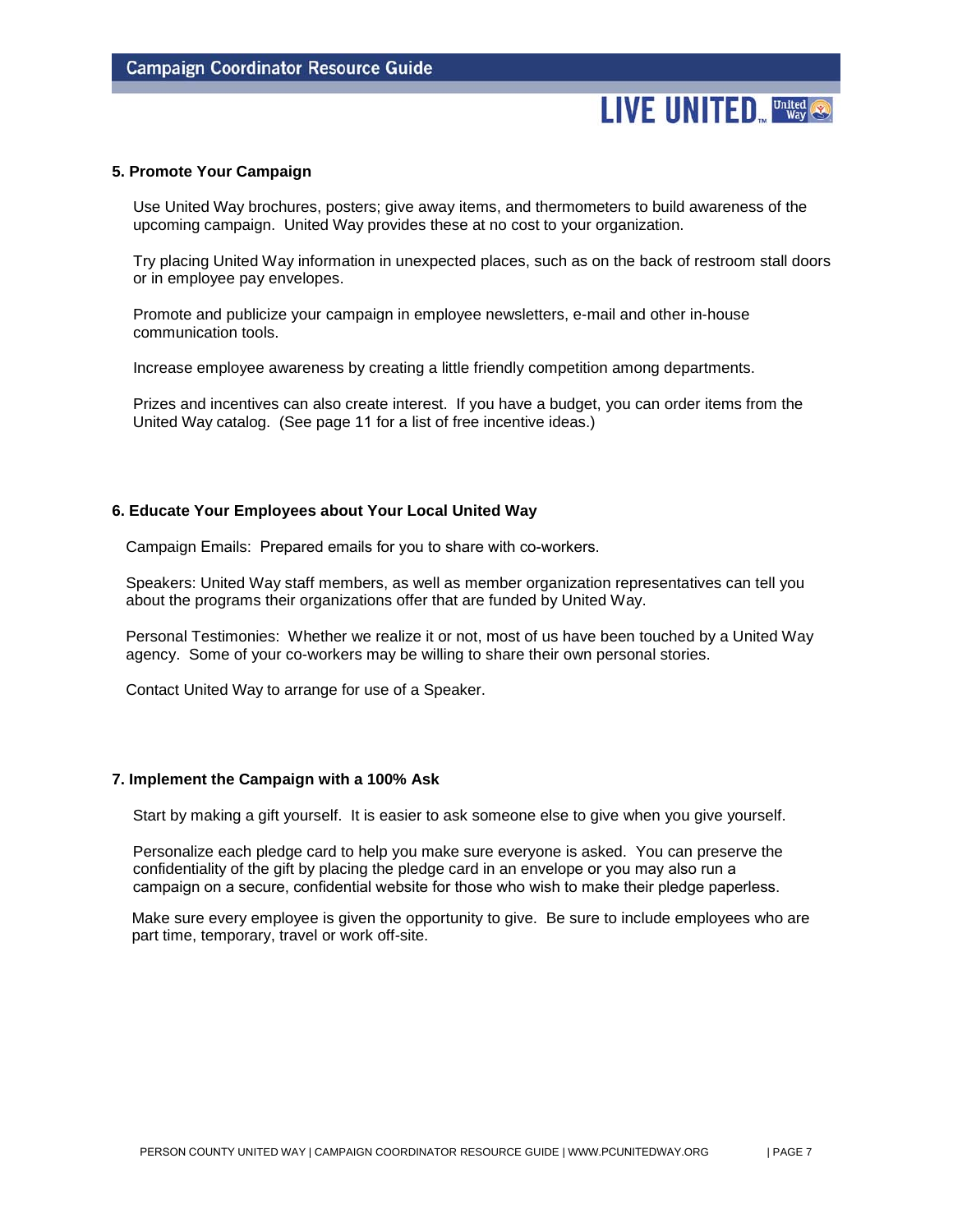### 5. Promote Your Campaign

Use United Way brochures, posters; give away items, and thermometers to build awareness of the upcoming campaign. United Way provides these at no cost to your organization.

Try placing United Way information in unexpected places, such as on the back of restroom stall doors or in employee pay envelopes.

Promote and publicize your campaign in employee newsletters, e-mail and other in-house communication tools.

Increase employee awareness by creating a little friendly competition among departments.

Prizes and incentives can also create interest. If you have a budget, you can order items from the United Way catalog. (See page 11 for a list of free incentive ideas.)

### 6. Educate Your Employees about Your Local United Way

Campaign Emails: Prepared emails for you to share with co-workers.

Speakers: United Way staff members, as well as member organization representatives can tell you about the programs their organizations offer that are funded by United Way.

Personal Testimonies: Whether we realize it or not, most of us have been touched by a United Way agency. Some of your co-workers may be willing to share their own personal stories.

Contact United Way to arrange for use of a Speaker.

### 7. Implement the Campaign with a 100% Ask

Start by making a gift yourself. It is easier to ask someone else to give when you give yourself.

Personalize each pledge card to help you make sure everyone is asked. You can preserve the confidentiality of the gift by placing the pledge card in an envelope or you may also run a campaign on a secure, confidential website for those who wish to make their pledge paperless.

Make sure every employee is given the opportunity to give. Be sure to include employees who are part time, temporary, travel or work off-site.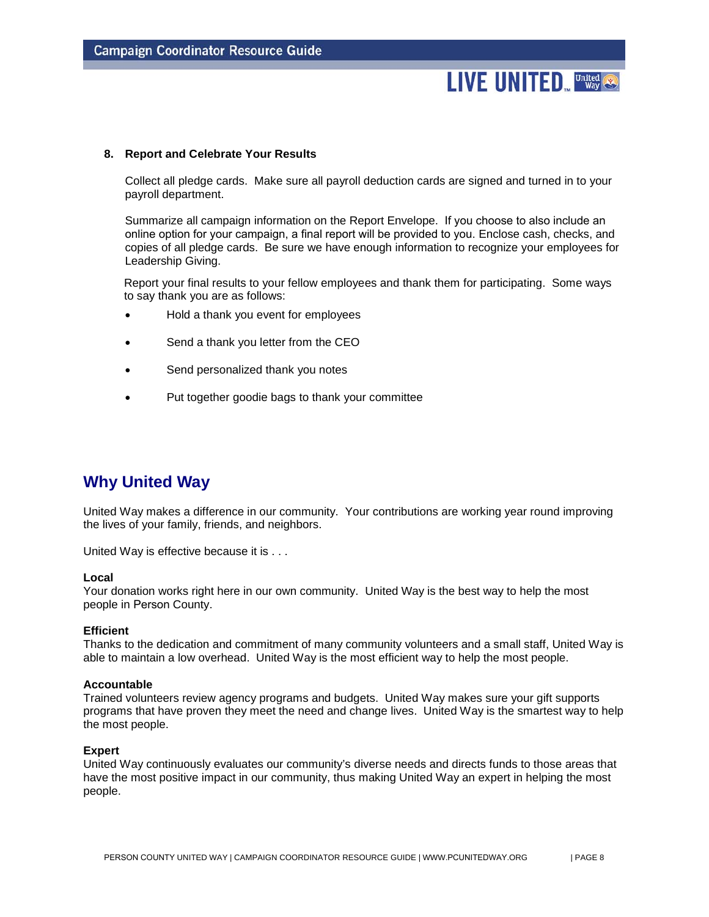**8. Report and Celebrate Your Results**

Collect all pledge cards. Make sure all payroll deduction cards are signed and turned in to your payroll department.

Summarize all campaign information on the Report Envelope. If you choose to also include an online option for your campaign, a final report will be provided to you. Enclose cash, checks, and copies of all pledge cards. Be sure we have enough information to recognize your employees for Leadership Giving.

Report your final results to your fellow employees and thank them for participating. Some ways to say thank you are as follows:

- Hold a thank you event for employees
- Send a thank you letter from the CEO
- Send personalized thank you notes
- Put together goodie bags to thank your committee

## Why United Way

United Way makes a difference in our community. Your contributions are working year round improving the lives of your family, friends, and neighbors.

United Way is effective because it is . . .

**Local**
Your donation works right here in our own community. United Way is the best way to help the most people in Person County.

**Efficient**
Thanks to the dedication and commitment of many community volunteers and a small staff, United Way is able to maintain a low overhead. United Way is the most efficient way to help the most people.

**Accountable**
Trained volunteers review agency programs and budgets. United Way makes sure your gift supports programs that have proven they meet the need and change lives. United Way is the smartest way to help the most people.

**Expert**
United Way continuously evaluates our community's diverse needs and directs funds to those areas that have the most positive impact in our community, thus making United Way an expert in helping the most people.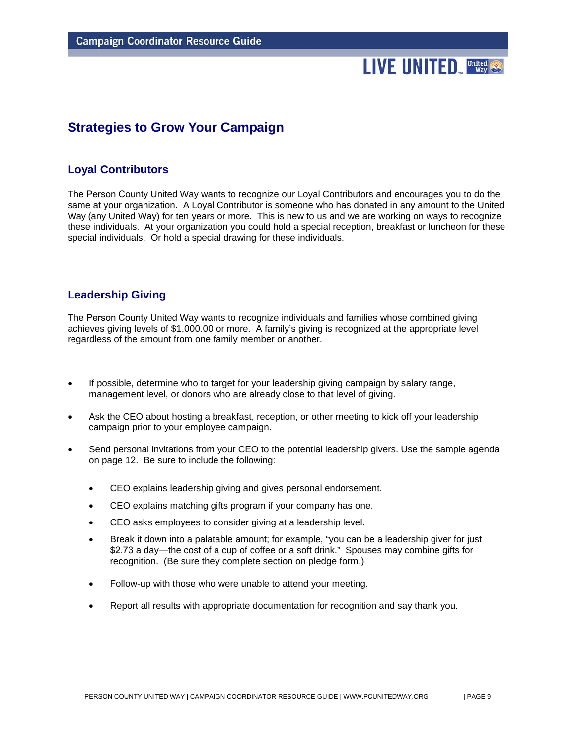## Strategies to Grow Your Campaign

### Loyal Contributors

The Person County United Way wants to recognize our Loyal Contributors and encourages you to do the same at your organization. A Loyal Contributor is someone who has donated in any amount to the United Way (any United Way) for ten years or more. This is new to us and we are working on ways to recognize these individuals. At your organization you could hold a special reception, breakfast or luncheon for these special individuals. Or hold a special drawing for these individuals.

### Leadership Giving

The Person County United Way wants to recognize individuals and families whose combined giving achieves giving levels of $1,000.00 or more. A family's giving is recognized at the appropriate level regardless of the amount from one family member or another.

- If possible, determine who to target for your leadership giving campaign by salary range, management level, or donors who are already close to that level of giving.
- Ask the CEO about hosting a breakfast, reception, or other meeting to kick off your leadership campaign prior to your employee campaign.
- Send personal invitations from your CEO to the potential leadership givers. Use the sample agenda on page 12. Be sure to include the following:
  - CEO explains leadership giving and gives personal endorsement.
  - CEO explains matching gifts program if your company has one.
  - CEO asks employees to consider giving at a leadership level.
  - Break it down into a palatable amount; for example, "you can be a leadership giver for just $2.73 a day—the cost of a cup of coffee or a soft drink." Spouses may combine gifts for recognition. (Be sure they complete section on pledge form.)
  - Follow-up with those who were unable to attend your meeting.
  - Report all results with appropriate documentation for recognition and say thank you.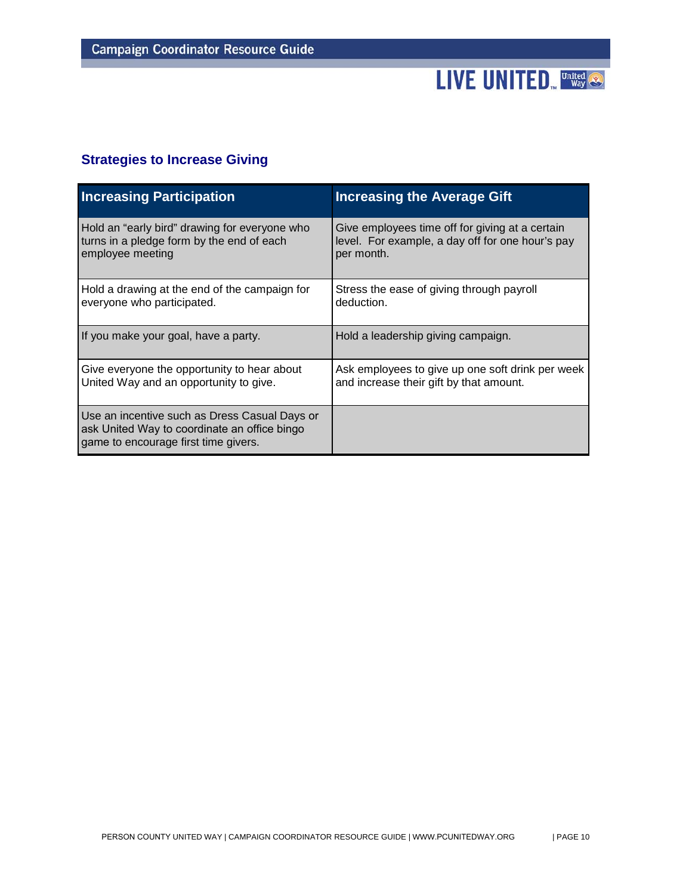## Strategies to Increase Giving

| Increasing Participation | Increasing the Average Gift |
|---|---|
| Hold an "early bird" drawing for everyone who turns in a pledge form by the end of each employee meeting | Give employees time off for giving at a certain level. For example, a day off for one hour's pay per month. |
| Hold a drawing at the end of the campaign for everyone who participated. | Stress the ease of giving through payroll deduction. |
| If you make your goal, have a party. | Hold a leadership giving campaign. |
| Give everyone the opportunity to hear about United Way and an opportunity to give. | Ask employees to give up one soft drink per week and increase their gift by that amount. |
| Use an incentive such as Dress Casual Days or ask United Way to coordinate an office bingo game to encourage first time givers. | |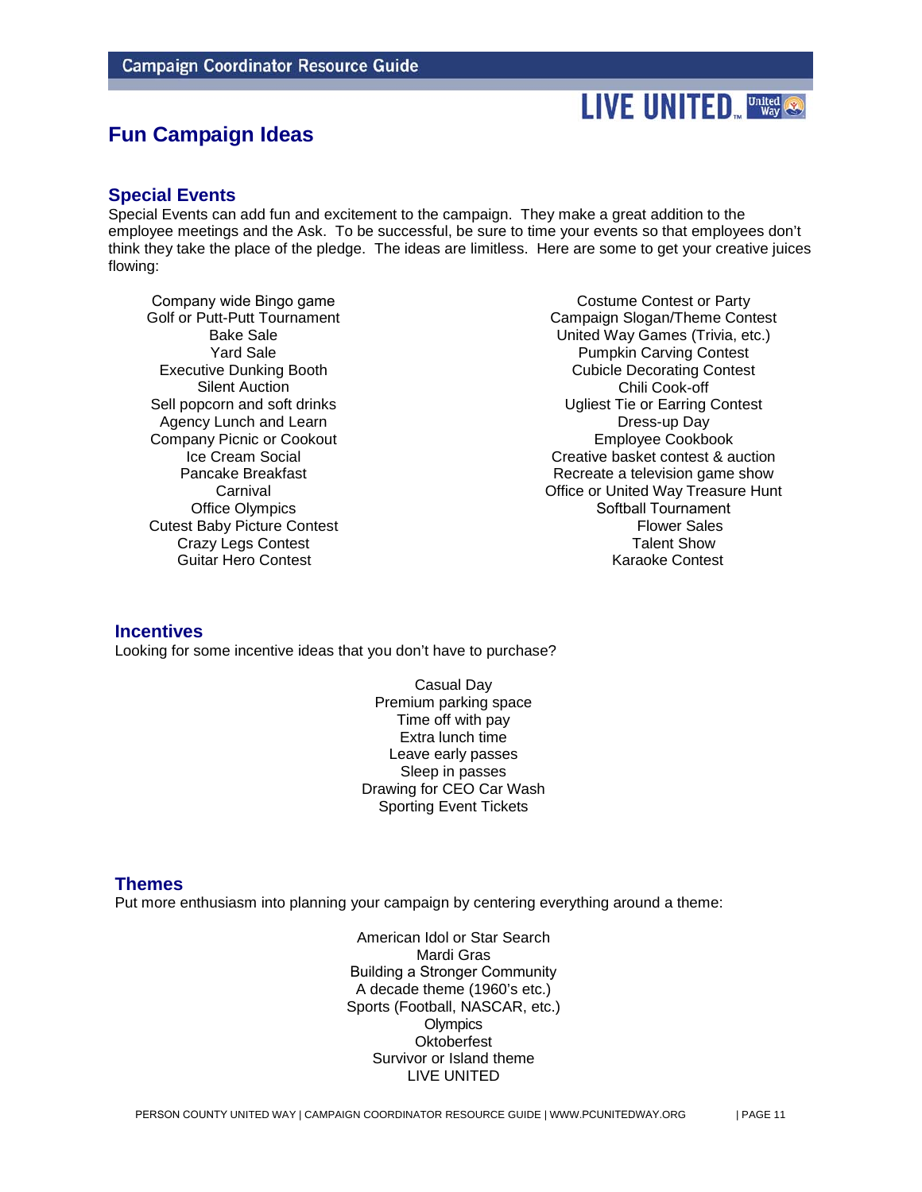# Fun Campaign Ideas

## Special Events

Special Events can add fun and excitement to the campaign. They make a great addition to the employee meetings and the Ask. To be successful, be sure to time your events so that employees don't think they take the place of the pledge. The ideas are limitless. Here are some to get your creative juices flowing:

Company wide Bingo game
Golf or Putt-Putt Tournament
Bake Sale
Yard Sale
Executive Dunking Booth
Silent Auction
Sell popcorn and soft drinks
Agency Lunch and Learn
Company Picnic or Cookout
Ice Cream Social
Pancake Breakfast
Carnival
Office Olympics
Cutest Baby Picture Contest
Crazy Legs Contest
Guitar Hero Contest

Costume Contest or Party
Campaign Slogan/Theme Contest
United Way Games (Trivia, etc.)
Pumpkin Carving Contest
Cubicle Decorating Contest
Chili Cook-off
Ugliest Tie or Earring Contest
Dress-up Day
Employee Cookbook
Creative basket contest & auction
Recreate a television game show
Office or United Way Treasure Hunt
Softball Tournament
Flower Sales
Talent Show
Karaoke Contest

## Incentives

Looking for some incentive ideas that you don't have to purchase?

Casual Day
Premium parking space
Time off with pay
Extra lunch time
Leave early passes
Sleep in passes
Drawing for CEO Car Wash
Sporting Event Tickets

## Themes

Put more enthusiasm into planning your campaign by centering everything around a theme:

American Idol or Star Search
Mardi Gras
Building a Stronger Community
A decade theme (1960's etc.)
Sports (Football, NASCAR, etc.)
Olympics
Oktoberfest
Survivor or Island theme
LIVE UNITED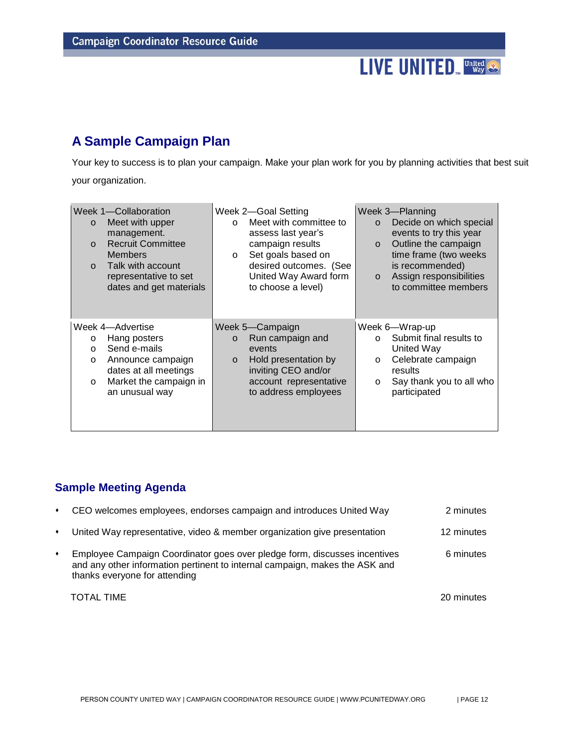## A Sample Campaign Plan

Your key to success is to plan your campaign. Make your plan work for you by planning activities that best suit your organization.

| | | |
|---|---|---|
| Week 1—Collaboration<br>o Meet with upper management.<br>o Recruit Committee Members<br>o Talk with account representative to set dates and get materials | Week 2—Goal Setting<br>o Meet with committee to assess last year's campaign results<br>o Set goals based on desired outcomes. (See United Way Award form to choose a level) | Week 3—Planning<br>o Decide on which special events to try this year<br>o Outline the campaign time frame (two weeks is recommended)<br>o Assign responsibilities to committee members |
| Week 4—Advertise<br>o Hang posters<br>o Send e-mails<br>o Announce campaign dates at all meetings<br>o Market the campaign in an unusual way | Week 5—Campaign<br>o Run campaign and events<br>o Hold presentation by inviting CEO and/or account representative to address employees | Week 6—Wrap-up<br>o Submit final results to United Way<br>o Celebrate campaign results<br>o Say thank you to all who participated |

### Sample Meeting Agenda

| | |
|---|---|
| • CEO welcomes employees, endorses campaign and introduces United Way | 2 minutes |
| • United Way representative, video & member organization give presentation | 12 minutes |
| • Employee Campaign Coordinator goes over pledge form, discusses incentives and any other information pertinent to internal campaign, makes the ASK and thanks everyone for attending | 6 minutes |
| TOTAL TIME | 20 minutes |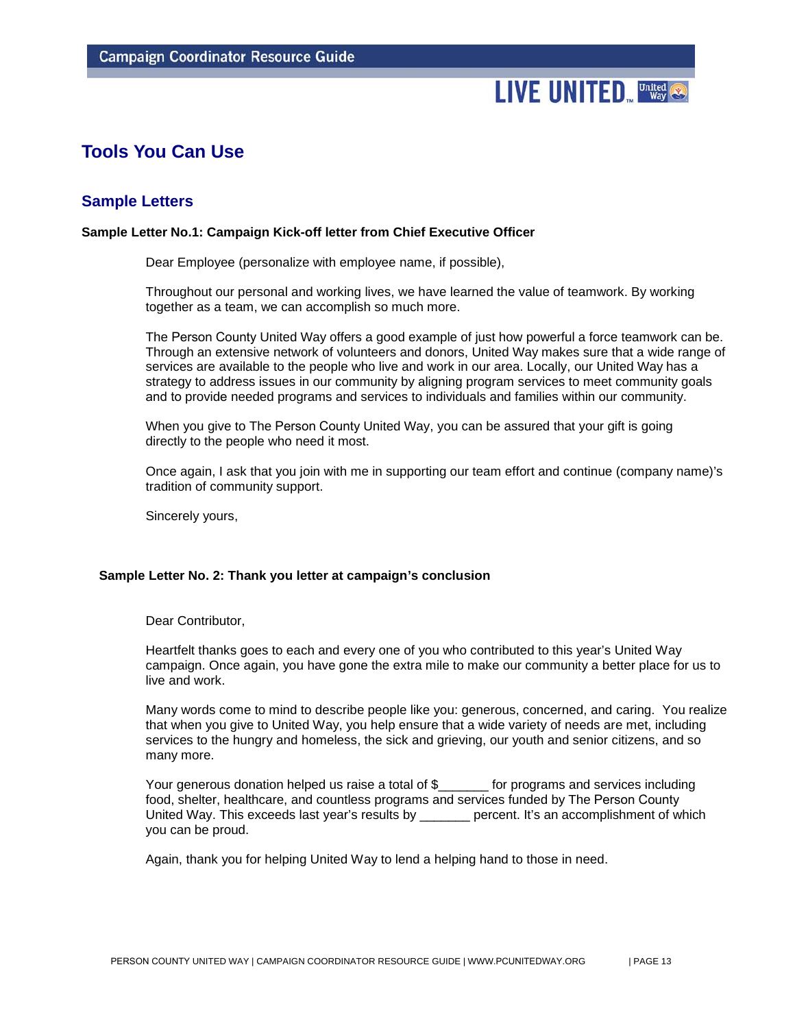# Tools You Can Use

## Sample Letters

**Sample Letter No.1: Campaign Kick-off letter from Chief Executive Officer**

Dear Employee (personalize with employee name, if possible),

Throughout our personal and working lives, we have learned the value of teamwork. By working together as a team, we can accomplish so much more.

The Person County United Way offers a good example of just how powerful a force teamwork can be. Through an extensive network of volunteers and donors, United Way makes sure that a wide range of services are available to the people who live and work in our area. Locally, our United Way has a strategy to address issues in our community by aligning program services to meet community goals and to provide needed programs and services to individuals and families within our community.

When you give to The Person County United Way, you can be assured that your gift is going directly to the people who need it most.

Once again, I ask that you join with me in supporting our team effort and continue (company name)'s tradition of community support.

Sincerely yours,

**Sample Letter No. 2: Thank you letter at campaign's conclusion**

Dear Contributor,

Heartfelt thanks goes to each and every one of you who contributed to this year's United Way campaign. Once again, you have gone the extra mile to make our community a better place for us to live and work.

Many words come to mind to describe people like you: generous, concerned, and caring. You realize that when you give to United Way, you help ensure that a wide variety of needs are met, including services to the hungry and homeless, the sick and grieving, our youth and senior citizens, and so many more.

Your generous donation helped us raise a total of $_______ for programs and services including food, shelter, healthcare, and countless programs and services funded by The Person County United Way. This exceeds last year's results by _______ percent. It's an accomplishment of which you can be proud.

Again, thank you for helping United Way to lend a helping hand to those in need.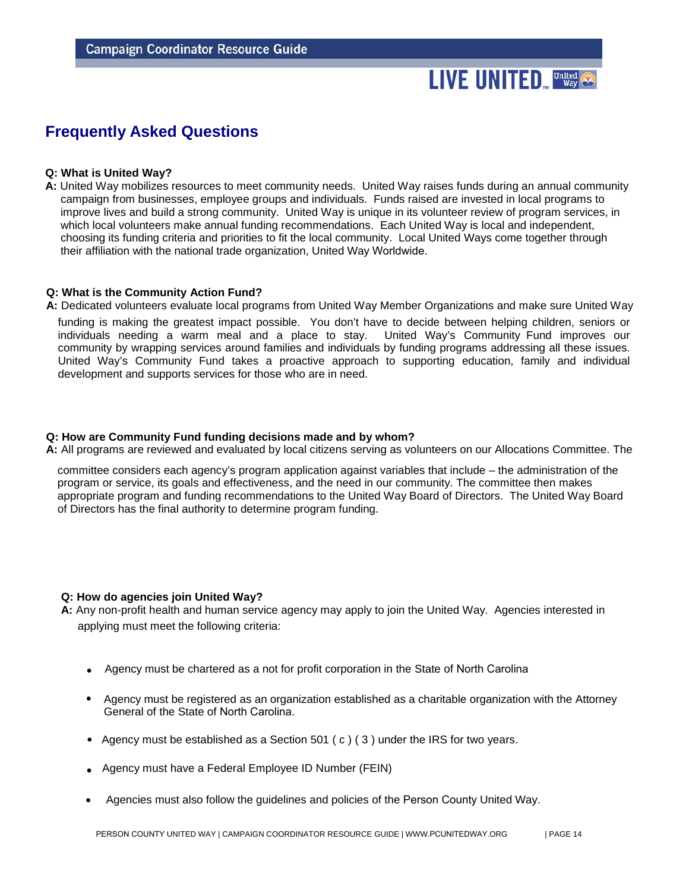## Frequently Asked Questions

**Q: What is United Way?**

**A:** United Way mobilizes resources to meet community needs. United Way raises funds during an annual community campaign from businesses, employee groups and individuals. Funds raised are invested in local programs to improve lives and build a strong community. United Way is unique in its volunteer review of program services, in which local volunteers make annual funding recommendations. Each United Way is local and independent, choosing its funding criteria and priorities to fit the local community. Local United Ways come together through their affiliation with the national trade organization, United Way Worldwide.

**Q: What is the Community Action Fund?**

**A:** Dedicated volunteers evaluate local programs from United Way Member Organizations and make sure United Way funding is making the greatest impact possible. You don't have to decide between helping children, seniors or individuals needing a warm meal and a place to stay. United Way's Community Fund improves our community by wrapping services around families and individuals by funding programs addressing all these issues. United Way's Community Fund takes a proactive approach to supporting education, family and individual development and supports services for those who are in need.

**Q: How are Community Fund funding decisions made and by whom?**

**A:** All programs are reviewed and evaluated by local citizens serving as volunteers on our Allocations Committee. The committee considers each agency's program application against variables that include – the administration of the program or service, its goals and effectiveness, and the need in our community. The committee then makes appropriate program and funding recommendations to the United Way Board of Directors. The United Way Board of Directors has the final authority to determine program funding.

**Q: How do agencies join United Way?**

**A:** Any non-profit health and human service agency may apply to join the United Way. Agencies interested in applying must meet the following criteria:

- Agency must be chartered as a not for profit corporation in the State of North Carolina
- Agency must be registered as an organization established as a charitable organization with the Attorney General of the State of North Carolina.
- Agency must be established as a Section 501 ( c ) ( 3 ) under the IRS for two years.
- Agency must have a Federal Employee ID Number (FEIN)
- Agencies must also follow the guidelines and policies of the Person County United Way.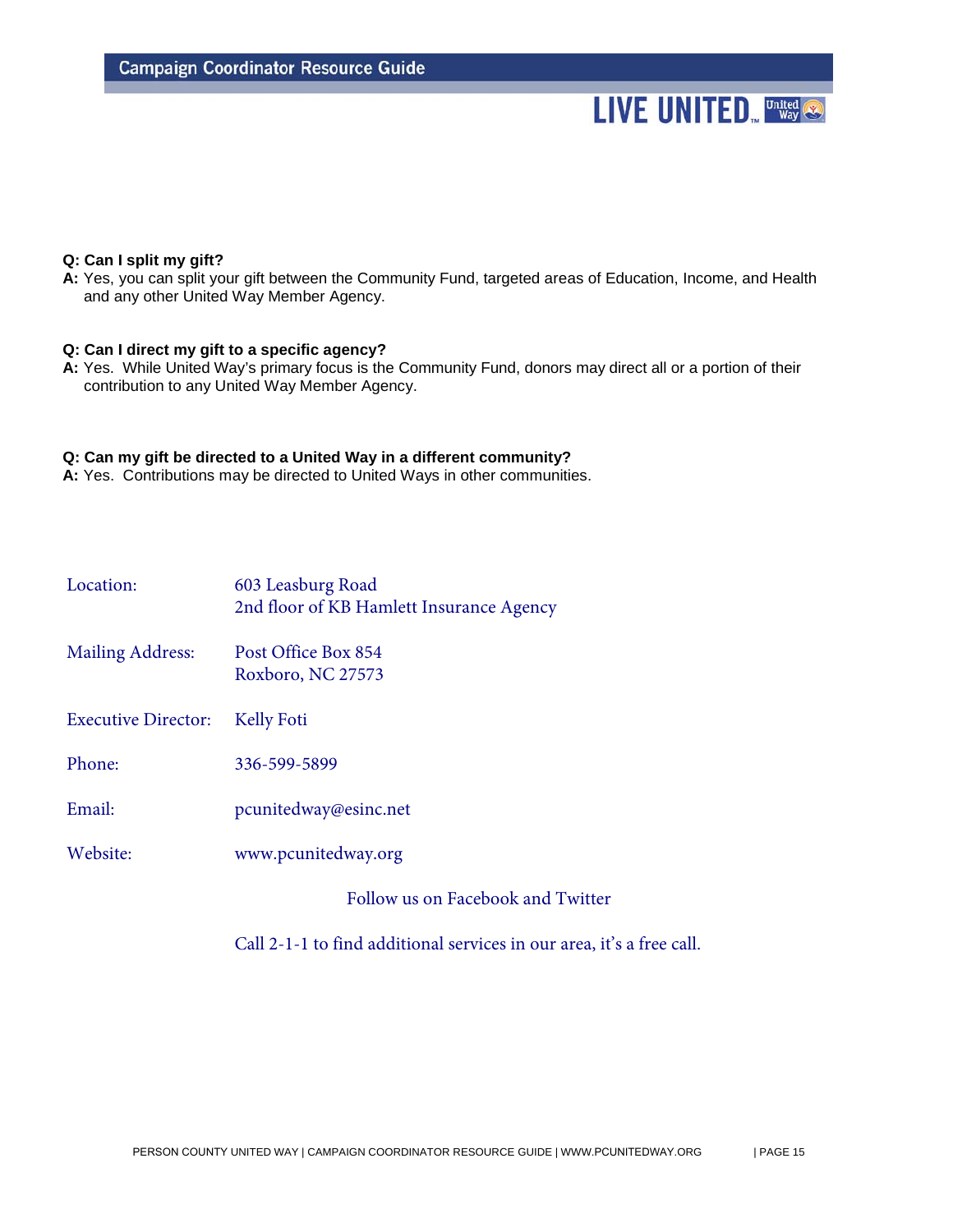**Q: Can I split my gift?**
**A:** Yes, you can split your gift between the Community Fund, targeted areas of Education, Income, and Health and any other United Way Member Agency.

**Q: Can I direct my gift to a specific agency?**
**A:** Yes. While United Way's primary focus is the Community Fund, donors may direct all or a portion of their contribution to any United Way Member Agency.

**Q: Can my gift be directed to a United Way in a different community?**
**A:** Yes. Contributions may be directed to United Ways in other communities.

| | |
|---|---|
| Location: | 603 Leasburg Road<br>2nd floor of KB Hamlett Insurance Agency |
| Mailing Address: | Post Office Box 854<br>Roxboro, NC 27573 |
| Executive Director: | Kelly Foti |
| Phone: | 336-599-5899 |
| Email: | pcunitedway@esinc.net |
| Website: | www.pcunitedway.org |

Follow us on Facebook and Twitter

Call 2-1-1 to find additional services in our area, it's a free call.